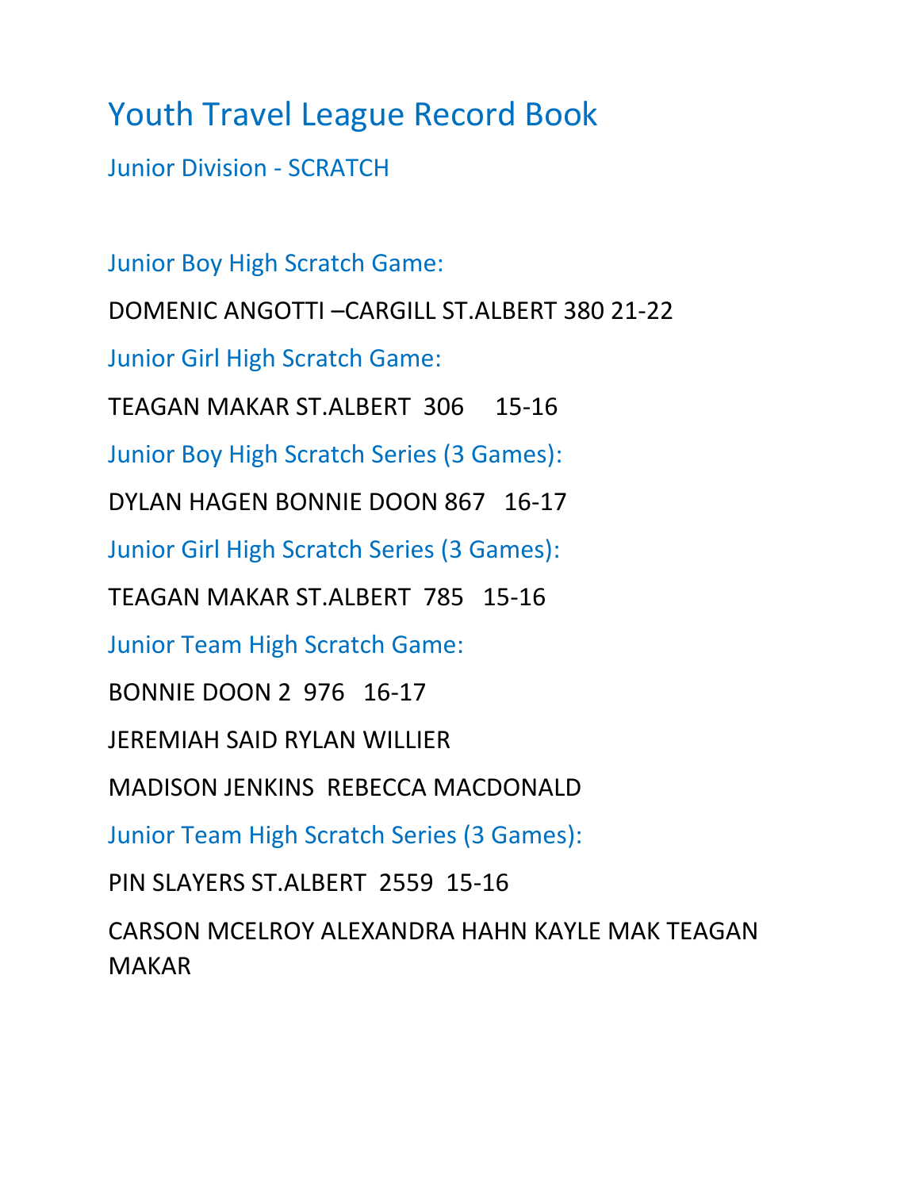# Youth Travel League Record Book

## Junior Division - SCRATCH

### Junior Boy High Scratch Game:

DOMENIC ANGOTTI –CARGILL ST.ALBERT 380 21-22

### Junior Girl High Scratch Game:

TEAGAN MAKAR ST.ALBERT 306 15-16

### Junior Boy High Scratch Series (3 Games):

DYLAN HAGEN BONNIE DOON 867 16-17

### Junior Girl High Scratch Series (3 Games):

TEAGAN MAKAR ST.ALBERT 785 15-16

### Junior Team High Scratch Game:

BONNIE DOON 2 976 16-17

JEREMIAH SAID RYLAN WILLIER

MADISON JENKINS REBECCA MACDONALD

### Junior Team High Scratch Series (3 Games):

PIN SLAYERS ST.ALBERT 2559 15-16

CARSON MCELROY ALEXANDRA HAHN KAYLE MAK TEAGAN MAKAR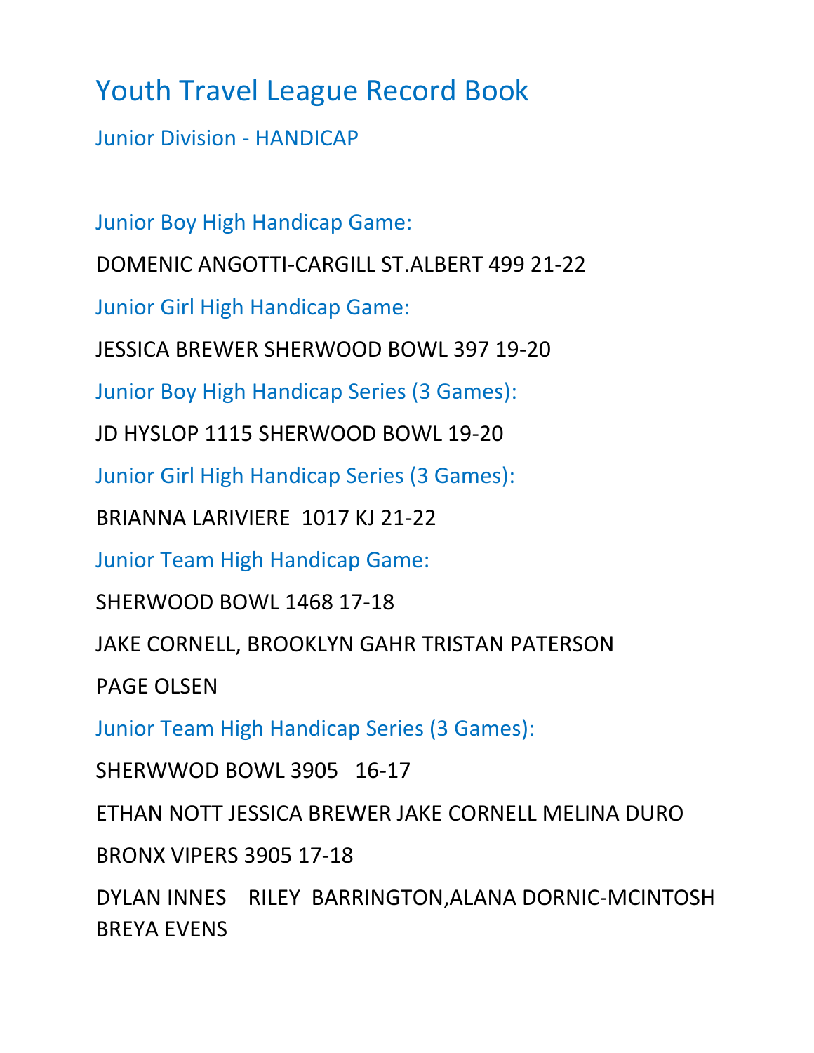# Youth Travel League Record Book

## Junior Division - HANDICAP

### Junior Boy High Handicap Game:

DOMENIC ANGOTTI-CARGILL ST.ALBERT 499 21-22

### Junior Girl High Handicap Game:

JESSICA BREWER SHERWOOD BOWL 397 19-20

### Junior Boy High Handicap Series (3 Games):

JD HYSLOP 1115 SHERWOOD BOWL 19-20

### Junior Girl High Handicap Series (3 Games):

BRIANNA LARIVIERE 1017 KJ 21-22

### Junior Team High Handicap Game:

SHERWOOD BOWL 1468 17-18

JAKE CORNELL, BROOKLYN GAHR TRISTAN PATERSON

PAGE OLSEN

### Junior Team High Handicap Series (3 Games):

SHERWWOD BOWL 3905 16-17

ETHAN NOTT JESSICA BREWER JAKE CORNELL MELINA DURO

BRONX VIPERS 3905 17-18

DYLAN INNES RILEY BARRINGTON,ALANA DORNIC-MCINTOSH BREYA EVENS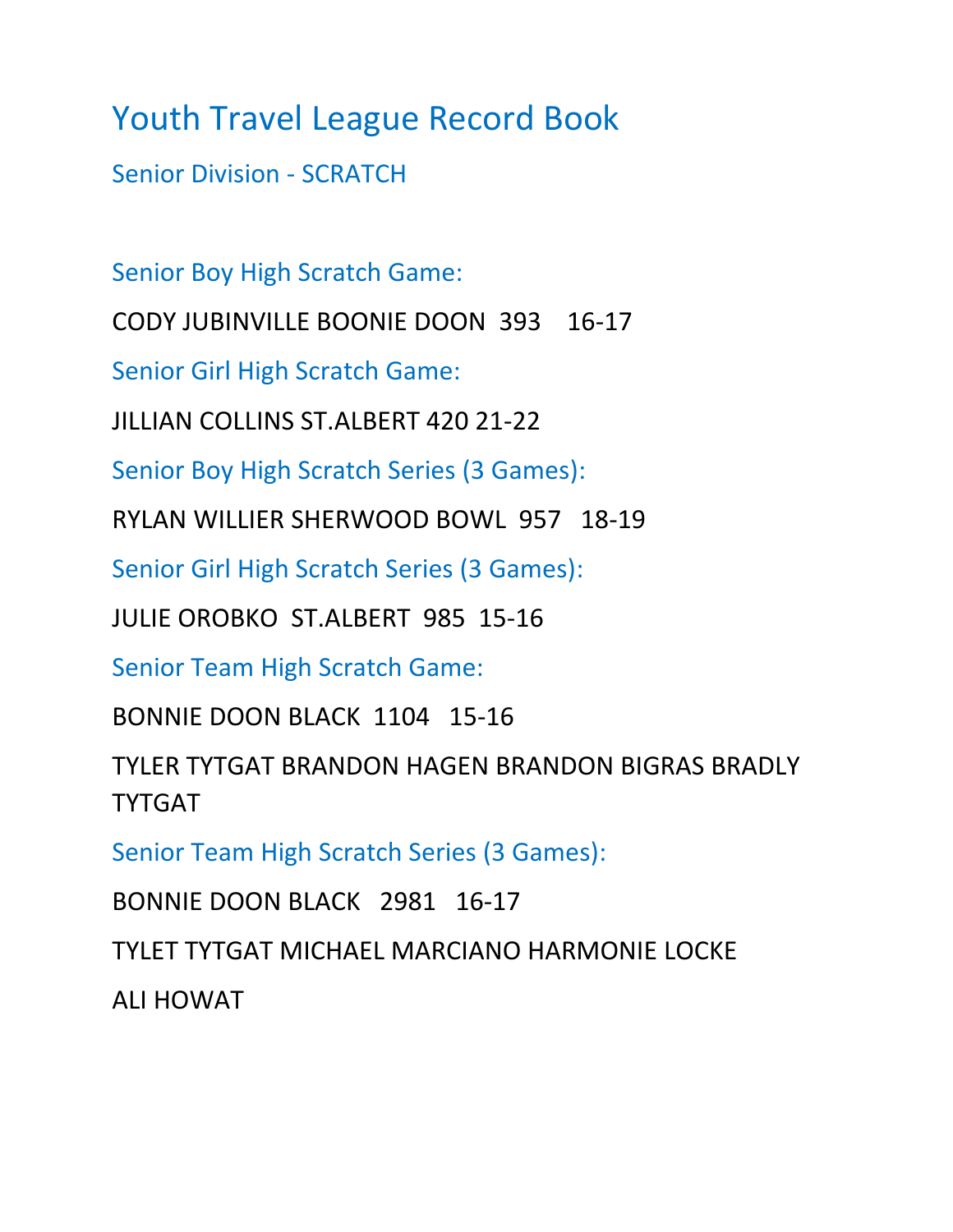# Youth Travel League Record Book

## Senior Division - SCRATCH

### Senior Boy High Scratch Game:

CODY JUBINVILLE BOONIE DOON 393 16-17

### Senior Girl High Scratch Game:

JILLIAN COLLINS ST.ALBERT 420 21-22

### Senior Boy High Scratch Series (3 Games):

RYLAN WILLIER SHERWOOD BOWL 957 18-19

### Senior Girl High Scratch Series (3 Games):

JULIE OROBKO ST.ALBERT 985 15-16

### Senior Team High Scratch Game:

BONNIE DOON BLACK 1104 15-16

TYLER TYTGAT BRANDON HAGEN BRANDON BIGRAS BRADLY TYTGAT

### Senior Team High Scratch Series (3 Games):

BONNIE DOON BLACK 2981 16-17

TYLET TYTGAT MICHAEL MARCIANO HARMONIE LOCKE

ALI HOWAT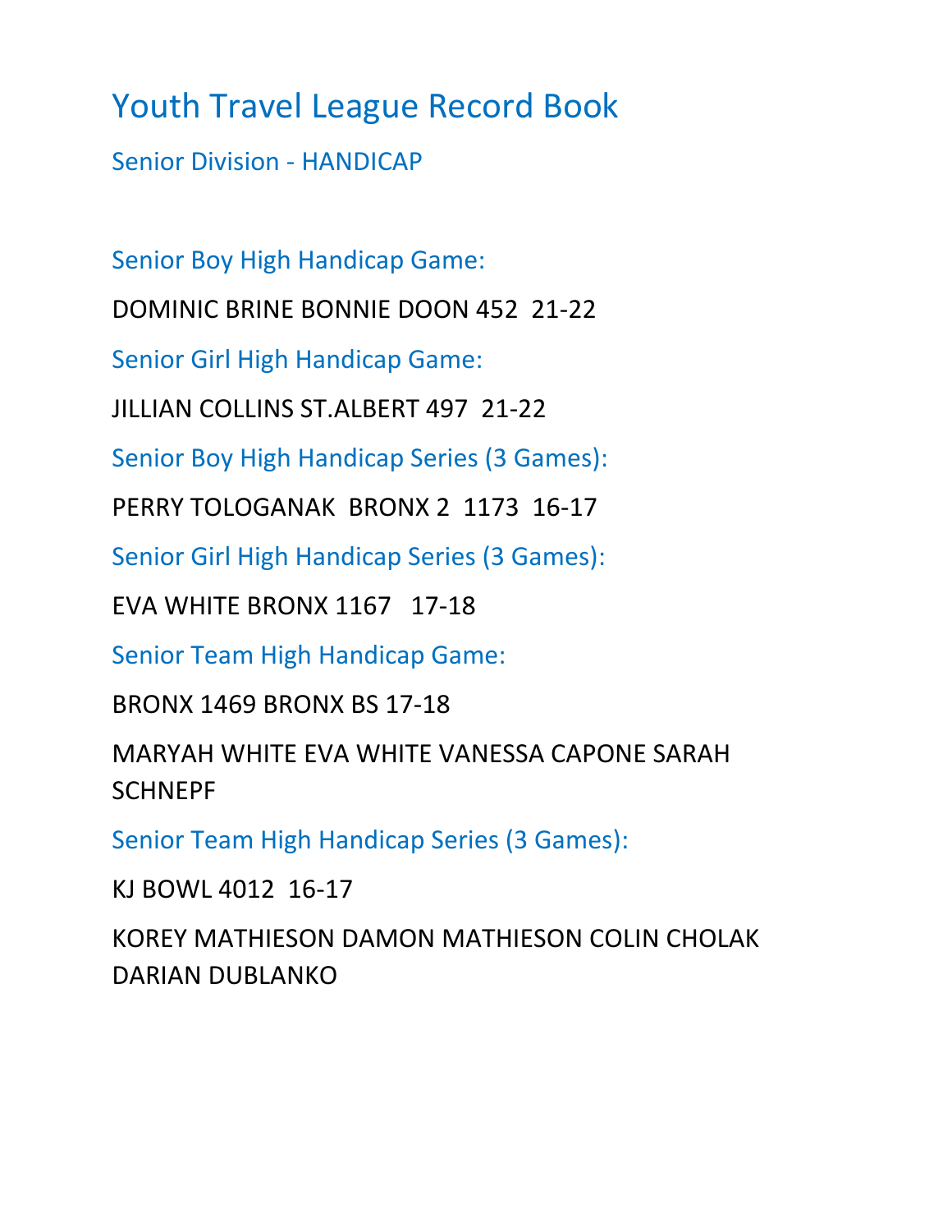# Youth Travel League Record Book

## Senior Division - HANDICAP

### Senior Boy High Handicap Game:

DOMINIC BRINE BONNIE DOON 452 21-22

### Senior Girl High Handicap Game:

JILLIAN COLLINS ST.ALBERT 497 21-22

### Senior Boy High Handicap Series (3 Games):

PERRY TOLOGANAK BRONX 2 1173 16-17

### Senior Girl High Handicap Series (3 Games):

EVA WHITE BRONX 1167 17-18

### Senior Team High Handicap Game:

BRONX 1469 BRONX BS 17-18

MARYAH WHITE EVA WHITE VANESSA CAPONE SARAH SCHNEPF

### Senior Team High Handicap Series (3 Games):

KJ BOWL 4012 16-17

KOREY MATHIESON DAMON MATHIESON COLIN CHOLAK DARIAN DUBLANKO